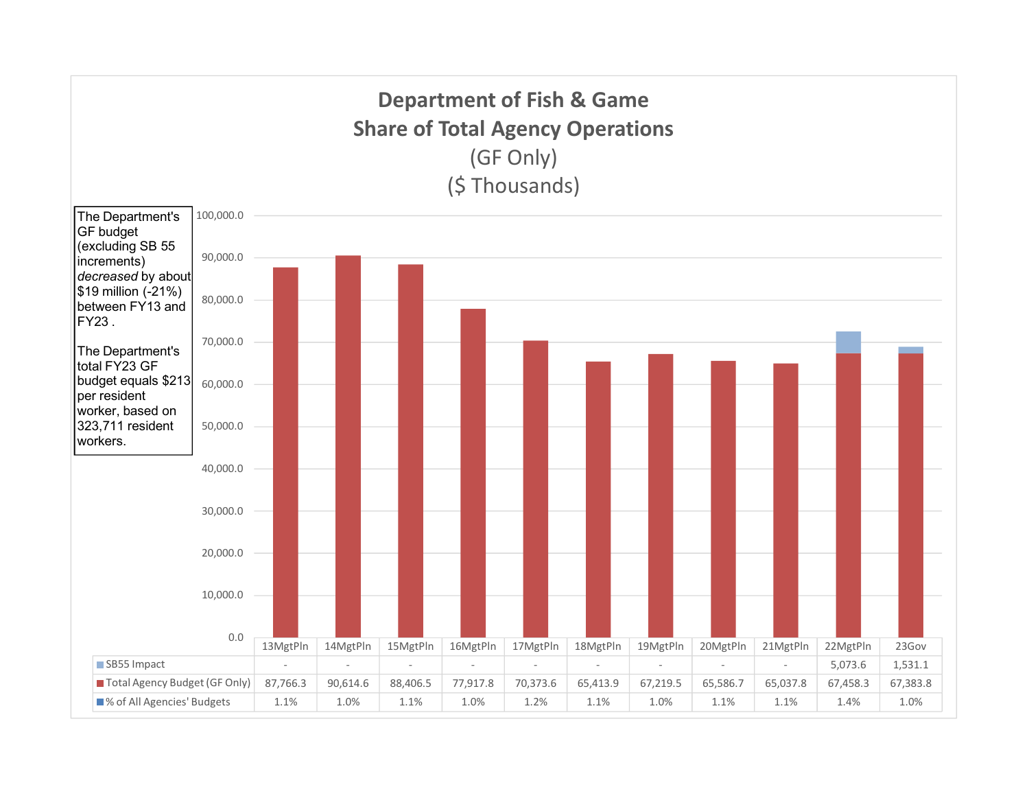# Department of Fish & Game
## Share of Total Agency Operations
(GF Only)
($ Thousands)

The Department's GF budget (excluding SB 55 increments) *decreased* by about $19 million (-21%) between FY13 and FY23 .

The Department's total FY23 GF budget equals $213 per resident worker, based on 323,711 resident workers.

| | 13MgtPln | 14MgtPln | 15MgtPln | 16MgtPln | 17MgtPln | 18MgtPln | 19MgtPln | 20MgtPln | 21MgtPln | 22MgtPln | 23Gov |
|---|---|---|---|---|---|---|---|---|---|---|---|
| SB55 Impact | - | - | - | - | - | - | - | - | - | 5,073.6 | 1,531.1 |
| Total Agency Budget (GF Only) | 87,766.3 | 90,614.6 | 88,406.5 | 77,917.8 | 70,373.6 | 65,413.9 | 67,219.5 | 65,586.7 | 65,037.8 | 67,458.3 | 67,383.8 |
| % of All Agencies' Budgets | 1.1% | 1.0% | 1.1% | 1.0% | 1.2% | 1.1% | 1.0% | 1.1% | 1.1% | 1.4% | 1.0% |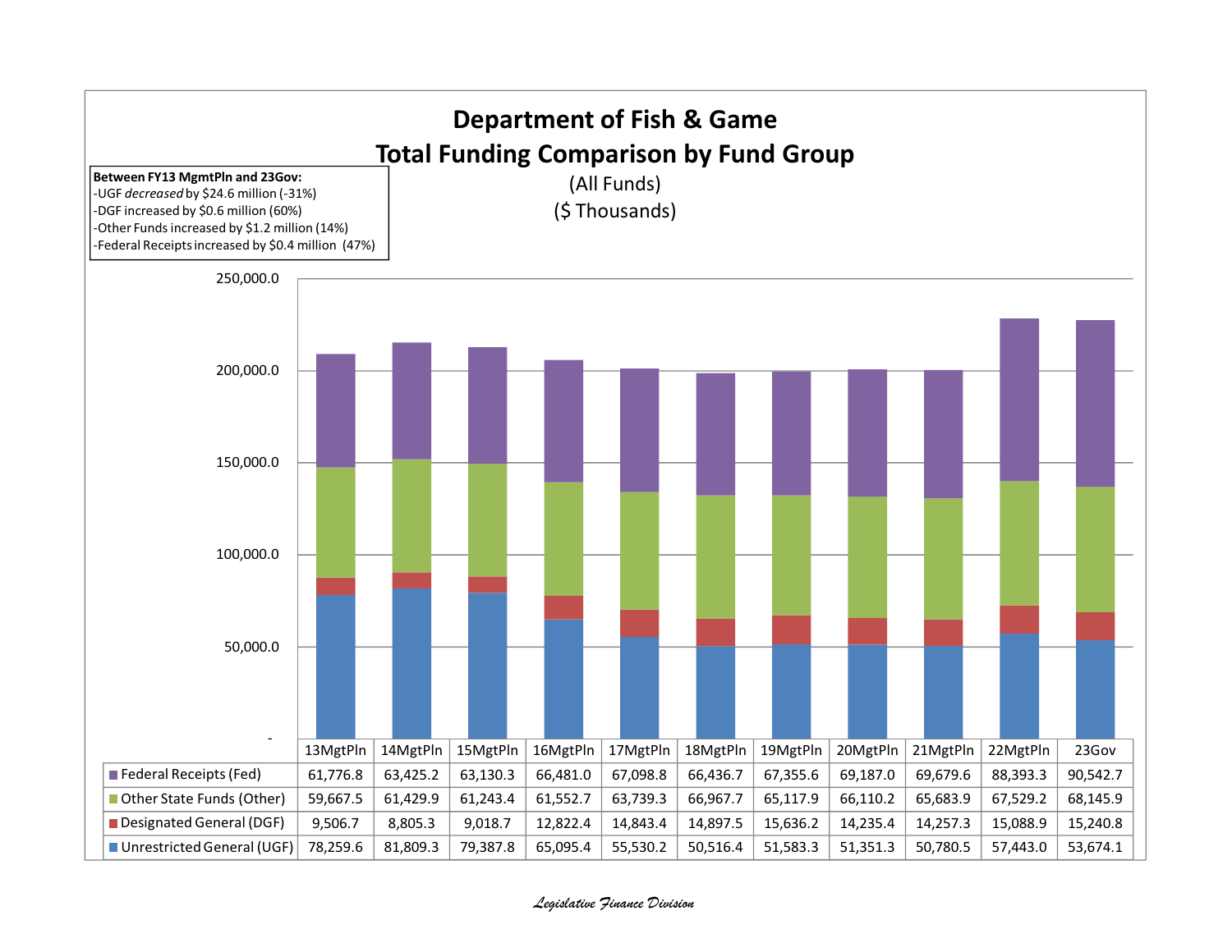# Department of Fish & Game

## Total Funding Comparison by Fund Group

(All Funds)

($ Thousands)

**Between FY13 MgmtPln and 23Gov:**

- UGF *decreased* by $24.6 million (-31%)
- DGF increased by $0.6 million (60%)
- Other Funds increased by $1.2 million (14%)
- Federal Receipts increased by $0.4 million (47%)

| | 13MgtPln | 14MgtPln | 15MgtPln | 16MgtPln | 17MgtPln | 18MgtPln | 19MgtPln | 20MgtPln | 21MgtPln | 22MgtPln | 23Gov |
|---|---|---|---|---|---|---|---|---|---|---|---|
| Federal Receipts (Fed) | 61,776.8 | 63,425.2 | 63,130.3 | 66,481.0 | 67,098.8 | 66,436.7 | 67,355.6 | 69,187.0 | 69,679.6 | 88,393.3 | 90,542.7 |
| Other State Funds (Other) | 59,667.5 | 61,429.9 | 61,243.4 | 61,552.7 | 63,739.3 | 66,967.7 | 65,117.9 | 66,110.2 | 65,683.9 | 67,529.2 | 68,145.9 |
| Designated General (DGF) | 9,506.7 | 8,805.3 | 9,018.7 | 12,822.4 | 14,843.4 | 14,897.5 | 15,636.2 | 14,235.4 | 14,257.3 | 15,088.9 | 15,240.8 |
| Unrestricted General (UGF) | 78,259.6 | 81,809.3 | 79,387.8 | 65,095.4 | 55,530.2 | 50,516.4 | 51,583.3 | 51,351.3 | 50,780.5 | 57,443.0 | 53,674.1 |

*Legislative Finance Division*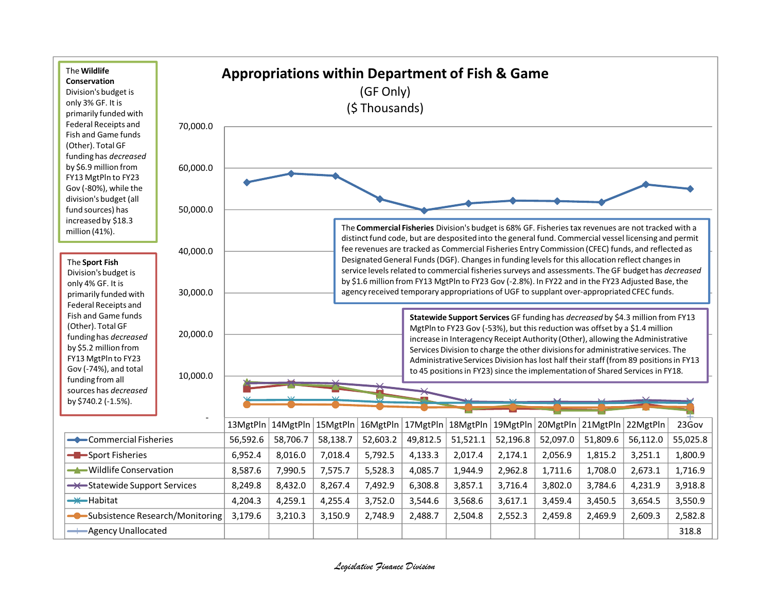# Appropriations within Department of Fish & Game

(GF Only)
($ Thousands)

The **Wildlife Conservation** Division's budget is only 3% GF. It is primarily funded with Federal Receipts and Fish and Game funds (Other). Total GF funding has *decreased* by $6.9 million from FY13 MgtPln to FY23 Gov (-80%), while the division's budget (all fund sources) has increased by $18.3 million (41%).

The **Sport Fish** Division's budget is only 4% GF. It is primarily funded with Federal Receipts and Fish and Game funds (Other). Total GF funding has *decreased* by $5.2 million from FY13 MgtPln to FY23 Gov (-74%), and total funding from all sources has *decreased* by $740.2 (-1.5%).

The **Commercial Fisheries** Division's budget is 68% GF. Fisheries tax revenues are not tracked with a distinct fund code, but are desposited into the general fund. Commercial vessel licensing and permit fee revenues are tracked as Commercial Fisheries Entry Commission (CFEC) funds, and reflected as Designated General Funds (DGF). Changes in funding levels for this allocation reflect changes in service levels related to commercial fisheries surveys and assessments. The GF budget has *decreased* by $1.6 million from FY13 MgtPln to FY23 Gov (-2.8%). In FY22 and in the FY23 Adjusted Base, the agency received temporary appropriations of UGF to supplant over-appropriated CFEC funds.

**Statewide Support Services** GF funding has *decreased* by $4.3 million from FY13 MgtPln to FY23 Gov (-53%), but this reduction was offset by a $1.4 million increase in Interagency Receipt Authority (Other), allowing the Administrative Services Division to charge the other divisions for administrative services. The Administrative Services Division has lost half their staff (from 89 positions in FY13 to 45 positions in FY23) since the implementation of Shared Services in FY18.

70,000.0
60,000.0
50,000.0
40,000.0
30,000.0
20,000.0
10,000.0
-

| | 13MgtPln | 14MgtPln | 15MgtPln | 16MgtPln | 17MgtPln | 18MgtPln | 19MgtPln | 20MgtPln | 21MgtPln | 22MgtPln | 23Gov |
|---|---|---|---|---|---|---|---|---|---|---|---|
| Commercial Fisheries | 56,592.6 | 58,706.7 | 58,138.7 | 52,603.2 | 49,812.5 | 51,521.1 | 52,196.8 | 52,097.0 | 51,809.6 | 56,112.0 | 55,025.8 |
| Sport Fisheries | 6,952.4 | 8,016.0 | 7,018.4 | 5,792.5 | 4,133.3 | 2,017.4 | 2,174.1 | 2,056.9 | 1,815.2 | 3,251.1 | 1,800.9 |
| Wildlife Conservation | 8,587.6 | 7,990.5 | 7,575.7 | 5,528.3 | 4,085.7 | 1,944.9 | 2,962.8 | 1,711.6 | 1,708.0 | 2,673.1 | 1,716.9 |
| Statewide Support Services | 8,249.8 | 8,432.0 | 8,267.4 | 7,492.9 | 6,308.8 | 3,857.1 | 3,716.4 | 3,802.0 | 3,784.6 | 4,231.9 | 3,918.8 |
| Habitat | 4,204.3 | 4,259.1 | 4,255.4 | 3,752.0 | 3,544.6 | 3,568.6 | 3,617.1 | 3,459.4 | 3,450.5 | 3,654.5 | 3,550.9 |
| Subsistence Research/Monitoring | 3,179.6 | 3,210.3 | 3,150.9 | 2,748.9 | 2,488.7 | 2,504.8 | 2,552.3 | 2,459.8 | 2,469.9 | 2,609.3 | 2,582.8 |
| Agency Unallocated | | | | | | | | | | | 318.8 |

*Legislative Finance Division*